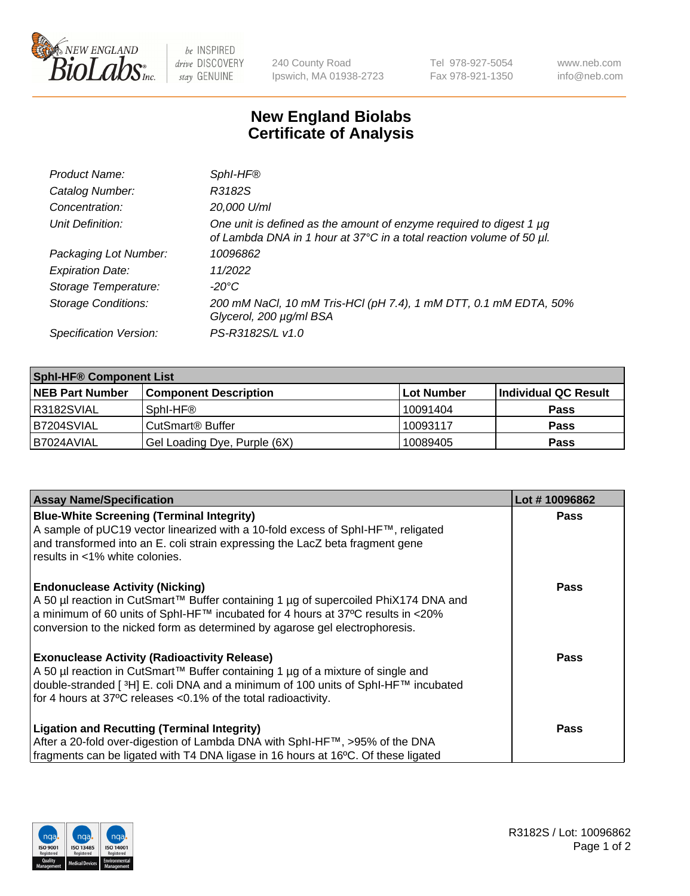# New England Biolabs Certificate of Analysis

| | |
|---|---|
| *Product Name:* | *SphI-HF®* |
| *Catalog Number:* | *R3182S* |
| *Concentration:* | *20,000 U/ml* |
| *Unit Definition:* | *One unit is defined as the amount of enzyme required to digest 1 µg of Lambda DNA in 1 hour at 37°C in a total reaction volume of 50 µl.* |
| *Packaging Lot Number:* | *10096862* |
| *Expiration Date:* | *11/2022* |
| *Storage Temperature:* | *-20°C* |
| *Storage Conditions:* | *200 mM NaCl, 10 mM Tris-HCl (pH 7.4), 1 mM DTT, 0.1 mM EDTA, 50% Glycerol, 200 µg/ml BSA* |
| *Specification Version:* | *PS-R3182S/L v1.0* |

| SphI-HF® Component List | | | |
|---|---|---|---|
| **NEB Part Number** | **Component Description** | **Lot Number** | **Individual QC Result** |
| R3182SVIAL | SphI-HF® | 10091404 | **Pass** |
| B7204SVIAL | CutSmart® Buffer | 10093117 | **Pass** |
| B7024AVIAL | Gel Loading Dye, Purple (6X) | 10089405 | **Pass** |

| Assay Name/Specification | Lot # 10096862 |
|---|---|
| **Blue-White Screening (Terminal Integrity)**<br>A sample of pUC19 vector linearized with a 10-fold excess of SphI-HF™, religated and transformed into an E. coli strain expressing the LacZ beta fragment gene results in <1% white colonies. | **Pass** |
| **Endonuclease Activity (Nicking)**<br>A 50 µl reaction in CutSmart™ Buffer containing 1 µg of supercoiled PhiX174 DNA and a minimum of 60 units of SphI-HF™ incubated for 4 hours at 37ºC results in <20% conversion to the nicked form as determined by agarose gel electrophoresis. | **Pass** |
| **Exonuclease Activity (Radioactivity Release)**<br>A 50 µl reaction in CutSmart™ Buffer containing 1 µg of a mixture of single and double-stranded [ $^{3}$H] E. coli DNA and a minimum of 100 units of SphI-HF™ incubated for 4 hours at 37ºC releases <0.1% of the total radioactivity. | **Pass** |
| **Ligation and Recutting (Terminal Integrity)**<br>After a 20-fold over-digestion of Lambda DNA with SphI-HF™, >95% of the DNA fragments can be ligated with T4 DNA ligase in 16 hours at 16ºC. Of these ligated | **Pass** |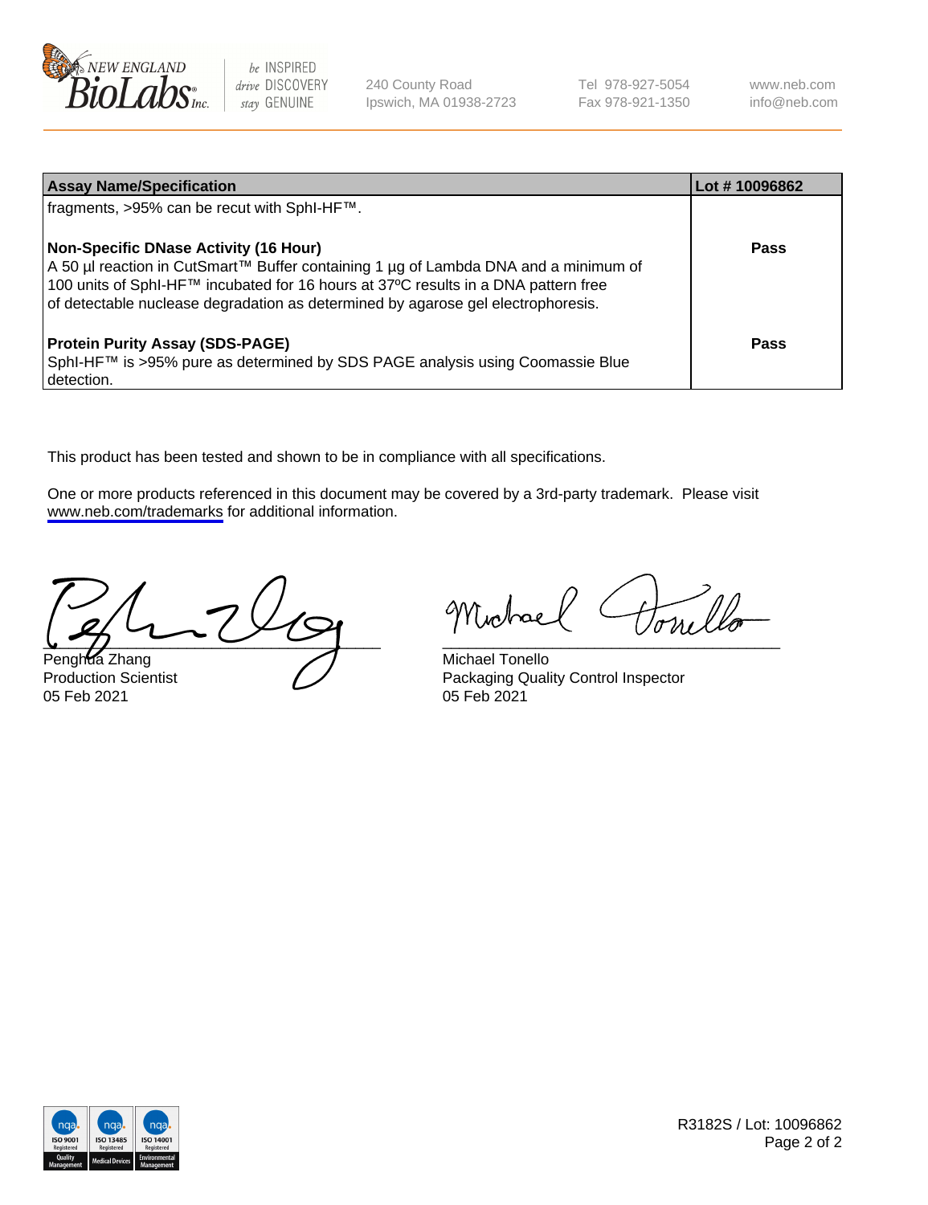| Assay Name/Specification | Lot # 10096862 |
|---|---|
| fragments, >95% can be recut with SphI-HF™. | |
| **Non-Specific DNase Activity (16 Hour)**<br>A 50 µl reaction in CutSmart™ Buffer containing 1 µg of Lambda DNA and a minimum of 100 units of SphI-HF™ incubated for 16 hours at 37ºC results in a DNA pattern free of detectable nuclease degradation as determined by agarose gel electrophoresis. | **Pass** |
| **Protein Purity Assay (SDS-PAGE)**<br>SphI-HF™ is >95% pure as determined by SDS PAGE analysis using Coomassie Blue detection. | **Pass** |

This product has been tested and shown to be in compliance with all specifications.

One or more products referenced in this document may be covered by a 3rd-party trademark. Please visit www.neb.com/trademarks for additional information.

Penghua Zhang
Production Scientist
05 Feb 2021

Michael Tonello
Packaging Quality Control Inspector
05 Feb 2021

R3182S / Lot: 10096862